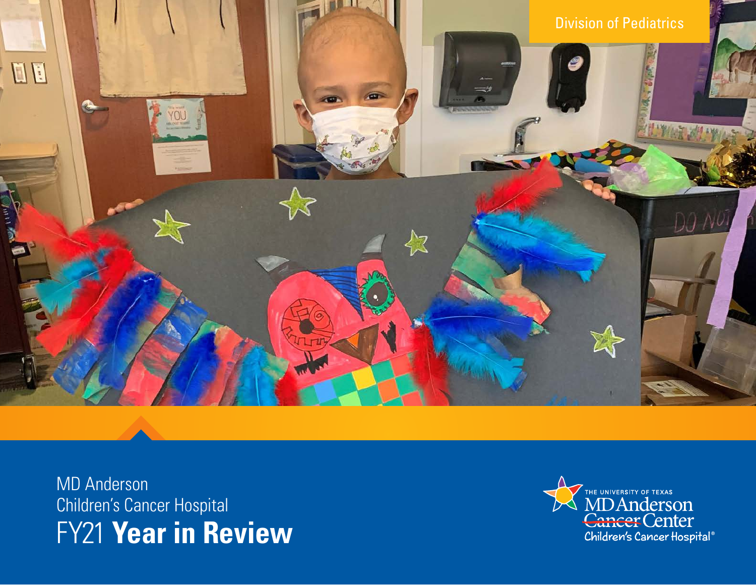Division of Pediatrics

# MD Anderson Children's Cancer Hospital FY21 **Year in Review**

THE UNIVERSITY OF TEXAS
MD Anderson ~~Cancer~~ Center
Children's Cancer Hospital®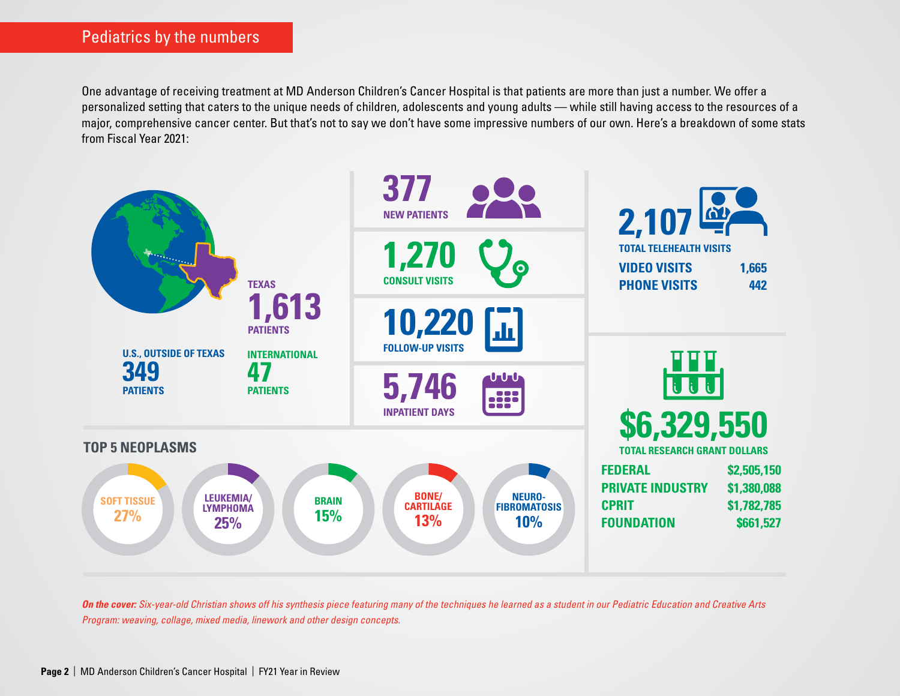## Pediatrics by the numbers

One advantage of receiving treatment at MD Anderson Children's Cancer Hospital is that patients are more than just a number. We offer a personalized setting that caters to the unique needs of children, adolescents and young adults — while still having access to the resources of a major, comprehensive cancer center. But that's not to say we don't have some impressive numbers of our own. Here's a breakdown of some stats from Fiscal Year 2021:

**TEXAS**
**1,613**
**PATIENTS**

**U.S., OUTSIDE OF TEXAS**
**349**
**PATIENTS**

**INTERNATIONAL**
**47**
**PATIENTS**

**377**
**NEW PATIENTS**

**1,270**
**CONSULT VISITS**

**10,220**
**FOLLOW-UP VISITS**

**5,746**
**INPATIENT DAYS**

**2,107**
**TOTAL TELEHEALTH VISITS**

| | |
|---|---|
| VIDEO VISITS | 1,665 |
| PHONE VISITS | 442 |

**$6,329,550**
**TOTAL RESEARCH GRANT DOLLARS**

| | |
|---|---|
| FEDERAL | $2,505,150 |
| PRIVATE INDUSTRY | $1,380,088 |
| CPRIT | $1,782,785 |
| FOUNDATION | $661,527 |

### TOP 5 NEOPLASMS

| Neoplasm | Percentage |
|---|---|
| SOFT TISSUE | 27% |
| LEUKEMIA/LYMPHOMA | 25% |
| BRAIN | 15% |
| BONE/CARTILAGE | 13% |
| NEUROFIBROMATOSIS | 10% |

***On the cover:** Six-year-old Christian shows off his synthesis piece featuring many of the techniques he learned as a student in our Pediatric Education and Creative Arts Program: weaving, collage, mixed media, linework and other design concepts.*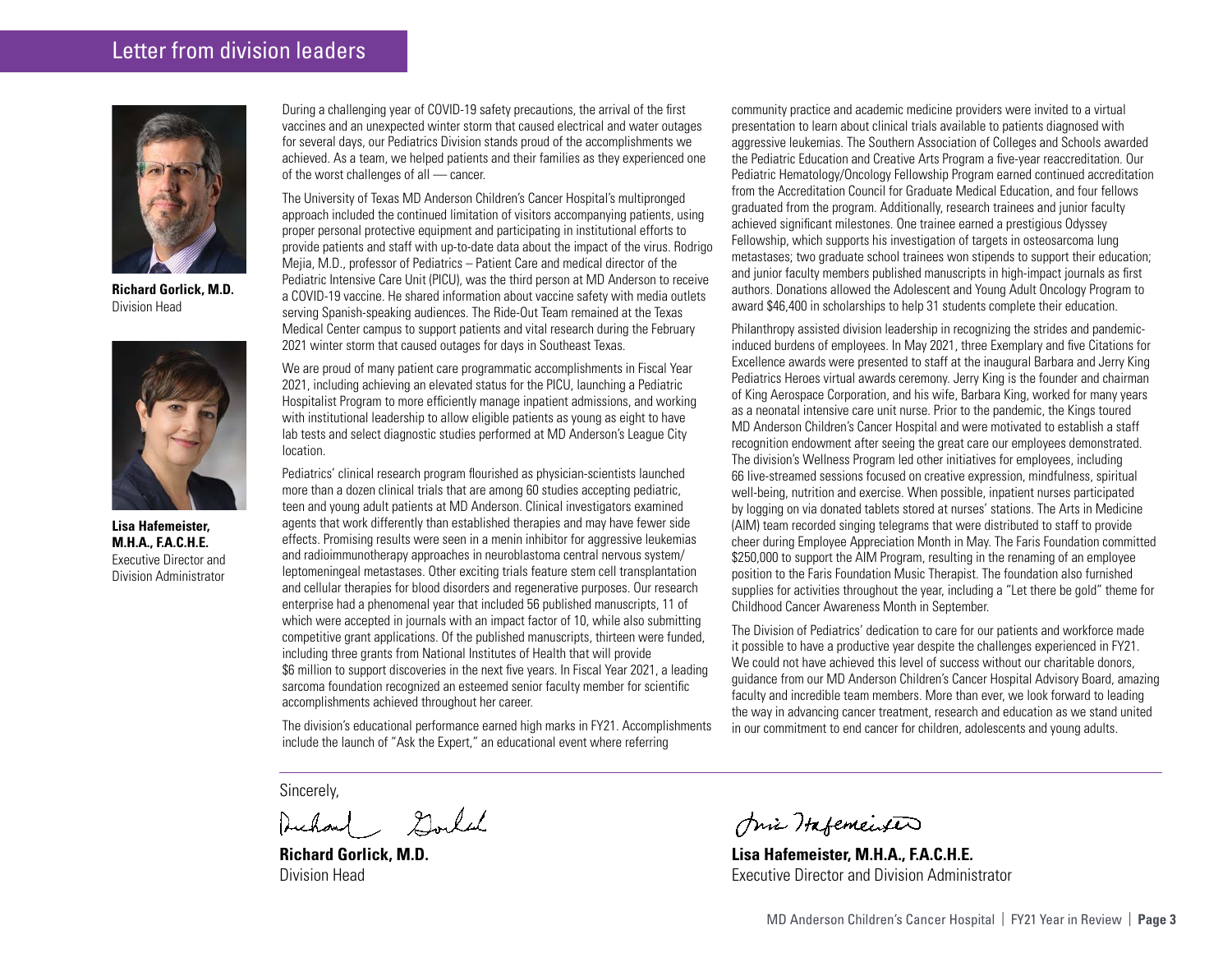# Letter from division leaders

**Richard Gorlick, M.D.**
Division Head

**Lisa Hafemeister, M.H.A., F.A.C.H.E.**
Executive Director and Division Administrator

During a challenging year of COVID-19 safety precautions, the arrival of the first vaccines and an unexpected winter storm that caused electrical and water outages for several days, our Pediatrics Division stands proud of the accomplishments we achieved. As a team, we helped patients and their families as they experienced one of the worst challenges of all — cancer.

The University of Texas MD Anderson Children's Cancer Hospital's multipronged approach included the continued limitation of visitors accompanying patients, using proper personal protective equipment and participating in institutional efforts to provide patients and staff with up-to-date data about the impact of the virus. Rodrigo Mejia, M.D., professor of Pediatrics – Patient Care and medical director of the Pediatric Intensive Care Unit (PICU), was the third person at MD Anderson to receive a COVID-19 vaccine. He shared information about vaccine safety with media outlets serving Spanish-speaking audiences. The Ride-Out Team remained at the Texas Medical Center campus to support patients and vital research during the February 2021 winter storm that caused outages for days in Southeast Texas.

We are proud of many patient care programmatic accomplishments in Fiscal Year 2021, including achieving an elevated status for the PICU, launching a Pediatric Hospitalist Program to more efficiently manage inpatient admissions, and working with institutional leadership to allow eligible patients as young as eight to have lab tests and select diagnostic studies performed at MD Anderson's League City location.

Pediatrics' clinical research program flourished as physician-scientists launched more than a dozen clinical trials that are among 60 studies accepting pediatric, teen and young adult patients at MD Anderson. Clinical investigators examined agents that work differently than established therapies and may have fewer side effects. Promising results were seen in a menin inhibitor for aggressive leukemias and radioimmunotherapy approaches in neuroblastoma central nervous system/ leptomeningeal metastases. Other exciting trials feature stem cell transplantation and cellular therapies for blood disorders and regenerative purposes. Our research enterprise had a phenomenal year that included 56 published manuscripts, 11 of which were accepted in journals with an impact factor of 10, while also submitting competitive grant applications. Of the published manuscripts, thirteen were funded, including three grants from National Institutes of Health that will provide $6 million to support discoveries in the next five years. In Fiscal Year 2021, a leading sarcoma foundation recognized an esteemed senior faculty member for scientific accomplishments achieved throughout her career.

The division's educational performance earned high marks in FY21. Accomplishments include the launch of "Ask the Expert," an educational event where referring community practice and academic medicine providers were invited to a virtual presentation to learn about clinical trials available to patients diagnosed with aggressive leukemias. The Southern Association of Colleges and Schools awarded the Pediatric Education and Creative Arts Program a five-year reaccreditation. Our Pediatric Hematology/Oncology Fellowship Program earned continued accreditation from the Accreditation Council for Graduate Medical Education, and four fellows graduated from the program. Additionally, research trainees and junior faculty achieved significant milestones. One trainee earned a prestigious Odyssey Fellowship, which supports his investigation of targets in osteosarcoma lung metastases; two graduate school trainees won stipends to support their education; and junior faculty members published manuscripts in high-impact journals as first authors. Donations allowed the Adolescent and Young Adult Oncology Program to award $46,400 in scholarships to help 31 students complete their education.

Philanthropy assisted division leadership in recognizing the strides and pandemic-induced burdens of employees. In May 2021, three Exemplary and five Citations for Excellence awards were presented to staff at the inaugural Barbara and Jerry King Pediatrics Heroes virtual awards ceremony. Jerry King is the founder and chairman of King Aerospace Corporation, and his wife, Barbara King, worked for many years as a neonatal intensive care unit nurse. Prior to the pandemic, the Kings toured MD Anderson Children's Cancer Hospital and were motivated to establish a staff recognition endowment after seeing the great care our employees demonstrated. The division's Wellness Program led other initiatives for employees, including 66 live-streamed sessions focused on creative expression, mindfulness, spiritual well-being, nutrition and exercise. When possible, inpatient nurses participated by logging on via donated tablets stored at nurses' stations. The Arts in Medicine (AIM) team recorded singing telegrams that were distributed to staff to provide cheer during Employee Appreciation Month in May. The Faris Foundation committed $250,000 to support the AIM Program, resulting in the renaming of an employee position to the Faris Foundation Music Therapist. The foundation also furnished supplies for activities throughout the year, including a "Let there be gold" theme for Childhood Cancer Awareness Month in September.

The Division of Pediatrics' dedication to care for our patients and workforce made it possible to have a productive year despite the challenges experienced in FY21. We could not have achieved this level of success without our charitable donors, guidance from our MD Anderson Children's Cancer Hospital Advisory Board, amazing faculty and incredible team members. More than ever, we look forward to leading the way in advancing cancer treatment, research and education as we stand united in our commitment to end cancer for children, adolescents and young adults.

Sincerely,

**Richard Gorlick, M.D.**
Division Head

**Lisa Hafemeister, M.H.A., F.A.C.H.E.**
Executive Director and Division Administrator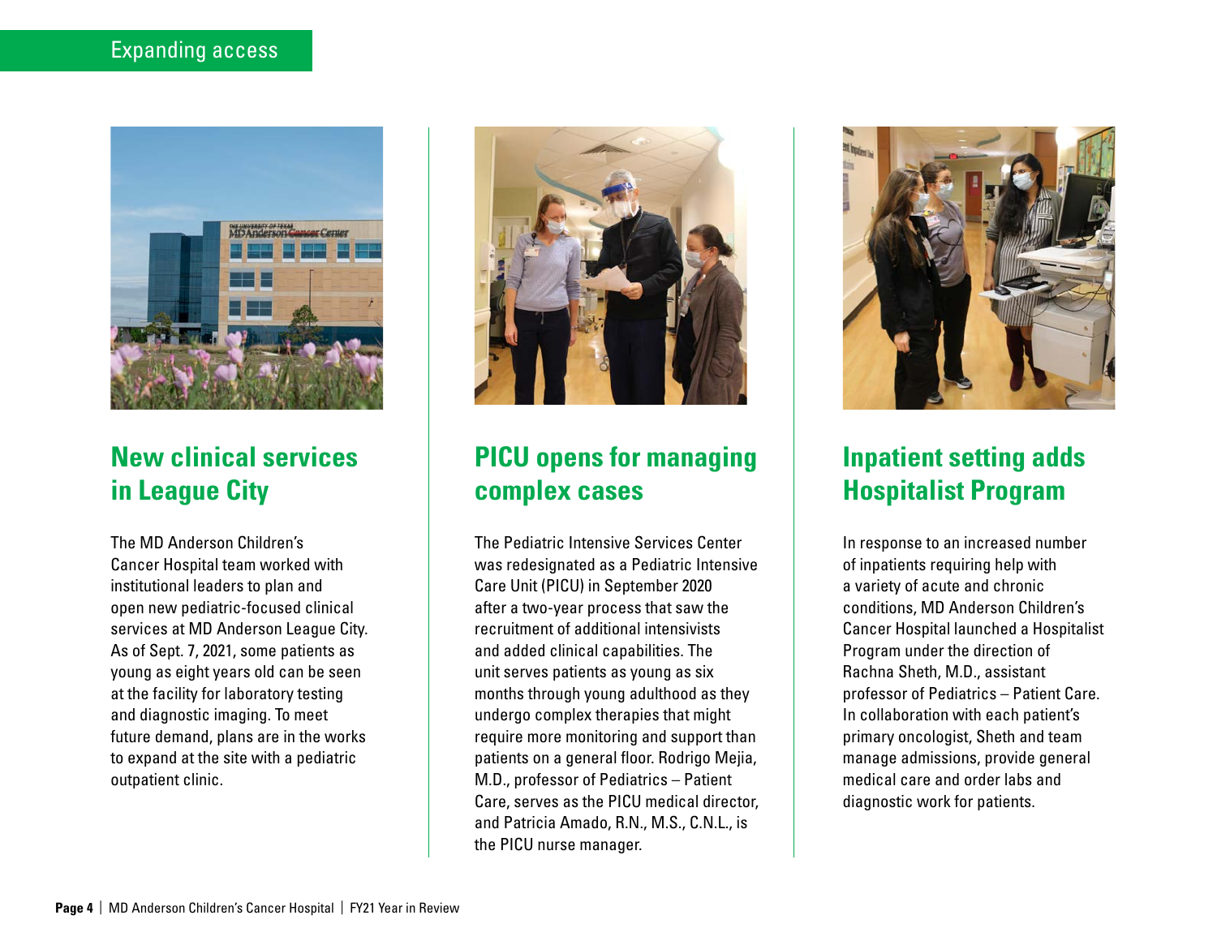Expanding access

## New clinical services in League City

The MD Anderson Children's Cancer Hospital team worked with institutional leaders to plan and open new pediatric-focused clinical services at MD Anderson League City. As of Sept. 7, 2021, some patients as young as eight years old can be seen at the facility for laboratory testing and diagnostic imaging. To meet future demand, plans are in the works to expand at the site with a pediatric outpatient clinic.

## PICU opens for managing complex cases

The Pediatric Intensive Services Center was redesignated as a Pediatric Intensive Care Unit (PICU) in September 2020 after a two-year process that saw the recruitment of additional intensivists and added clinical capabilities. The unit serves patients as young as six months through young adulthood as they undergo complex therapies that might require more monitoring and support than patients on a general floor. Rodrigo Mejia, M.D., professor of Pediatrics – Patient Care, serves as the PICU medical director, and Patricia Amado, R.N., M.S., C.N.L., is the PICU nurse manager.

## Inpatient setting adds Hospitalist Program

In response to an increased number of inpatients requiring help with a variety of acute and chronic conditions, MD Anderson Children's Cancer Hospital launched a Hospitalist Program under the direction of Rachna Sheth, M.D., assistant professor of Pediatrics – Patient Care. In collaboration with each patient's primary oncologist, Sheth and team manage admissions, provide general medical care and order labs and diagnostic work for patients.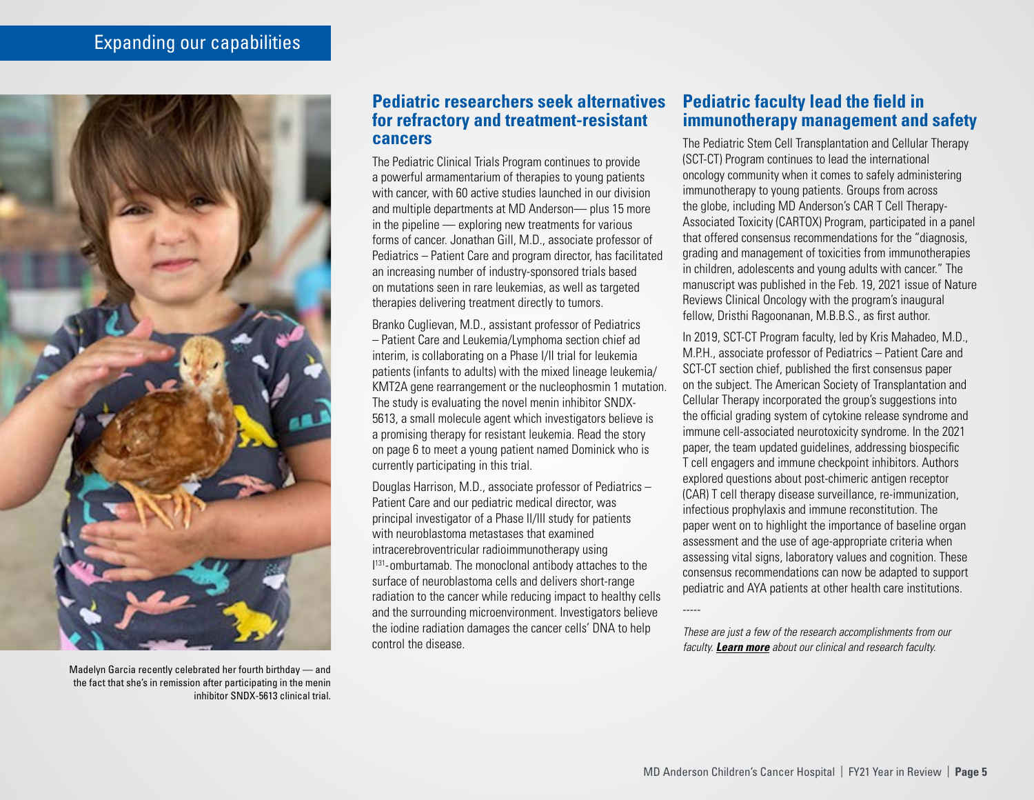## Expanding our capabilities

Madelyn Garcia recently celebrated her fourth birthday — and the fact that she's in remission after participating in the menin inhibitor SNDX-5613 clinical trial.

### Pediatric researchers seek alternatives for refractory and treatment-resistant cancers

The Pediatric Clinical Trials Program continues to provide a powerful armamentarium of therapies to young patients with cancer, with 60 active studies launched in our division and multiple departments at MD Anderson— plus 15 more in the pipeline — exploring new treatments for various forms of cancer. Jonathan Gill, M.D., associate professor of Pediatrics – Patient Care and program director, has facilitated an increasing number of industry-sponsored trials based on mutations seen in rare leukemias, as well as targeted therapies delivering treatment directly to tumors.

Branko Cuglievan, M.D., assistant professor of Pediatrics – Patient Care and Leukemia/Lymphoma section chief ad interim, is collaborating on a Phase I/II trial for leukemia patients (infants to adults) with the mixed lineage leukemia/KMT2A gene rearrangement or the nucleophosmin 1 mutation. The study is evaluating the novel menin inhibitor SNDX-5613, a small molecule agent which investigators believe is a promising therapy for resistant leukemia. Read the story on page 6 to meet a young patient named Dominick who is currently participating in this trial.

Douglas Harrison, M.D., associate professor of Pediatrics – Patient Care and our pediatric medical director, was principal investigator of a Phase II/III study for patients with neuroblastoma metastases that examined intracerebroventricular radioimmunotherapy using $I^{131}$-omburtamab. The monoclonal antibody attaches to the surface of neuroblastoma cells and delivers short-range radiation to the cancer while reducing impact to healthy cells and the surrounding microenvironment. Investigators believe the iodine radiation damages the cancer cells' DNA to help control the disease.

### Pediatric faculty lead the field in immunotherapy management and safety

The Pediatric Stem Cell Transplantation and Cellular Therapy (SCT-CT) Program continues to lead the international oncology community when it comes to safely administering immunotherapy to young patients. Groups from across the globe, including MD Anderson's CAR T Cell Therapy-Associated Toxicity (CARTOX) Program, participated in a panel that offered consensus recommendations for the "diagnosis, grading and management of toxicities from immunotherapies in children, adolescents and young adults with cancer." The manuscript was published in the Feb. 19, 2021 issue of Nature Reviews Clinical Oncology with the program's inaugural fellow, Dristhi Ragoonanan, M.B.B.S., as first author.

In 2019, SCT-CT Program faculty, led by Kris Mahadeo, M.D., M.P.H., associate professor of Pediatrics – Patient Care and SCT-CT section chief, published the first consensus paper on the subject. The American Society of Transplantation and Cellular Therapy incorporated the group's suggestions into the official grading system of cytokine release syndrome and immune cell-associated neurotoxicity syndrome. In the 2021 paper, the team updated guidelines, addressing biospecific T cell engagers and immune checkpoint inhibitors. Authors explored questions about post-chimeric antigen receptor (CAR) T cell therapy disease surveillance, re-immunization, infectious prophylaxis and immune reconstitution. The paper went on to highlight the importance of baseline organ assessment and the use of age-appropriate criteria when assessing vital signs, laboratory values and cognition. These consensus recommendations can now be adapted to support pediatric and AYA patients at other health care institutions.

-----

*These are just a few of the research accomplishments from our faculty.* ***Learn more*** *about our clinical and research faculty.*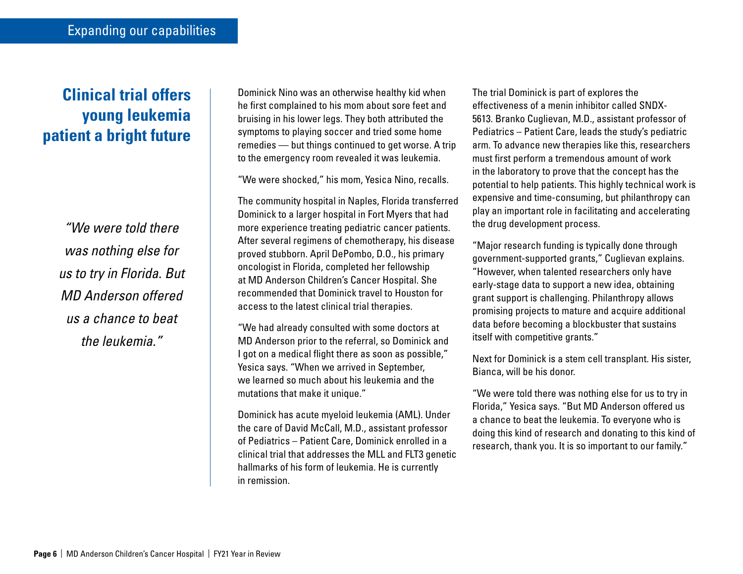## Expanding our capabilities

# Clinical trial offers young leukemia patient a bright future

*"We were told there was nothing else for us to try in Florida. But MD Anderson offered us a chance to beat the leukemia."*

Dominick Nino was an otherwise healthy kid when he first complained to his mom about sore feet and bruising in his lower legs. They both attributed the symptoms to playing soccer and tried some home remedies — but things continued to get worse. A trip to the emergency room revealed it was leukemia.

"We were shocked," his mom, Yesica Nino, recalls.

The community hospital in Naples, Florida transferred Dominick to a larger hospital in Fort Myers that had more experience treating pediatric cancer patients. After several regimens of chemotherapy, his disease proved stubborn. April DePombo, D.O., his primary oncologist in Florida, completed her fellowship at MD Anderson Children's Cancer Hospital. She recommended that Dominick travel to Houston for access to the latest clinical trial therapies.

"We had already consulted with some doctors at MD Anderson prior to the referral, so Dominick and I got on a medical flight there as soon as possible," Yesica says. "When we arrived in September, we learned so much about his leukemia and the mutations that make it unique."

Dominick has acute myeloid leukemia (AML). Under the care of David McCall, M.D., assistant professor of Pediatrics – Patient Care, Dominick enrolled in a clinical trial that addresses the MLL and FLT3 genetic hallmarks of his form of leukemia. He is currently in remission.

The trial Dominick is part of explores the effectiveness of a menin inhibitor called SNDX-5613. Branko Cuglievan, M.D., assistant professor of Pediatrics – Patient Care, leads the study's pediatric arm. To advance new therapies like this, researchers must first perform a tremendous amount of work in the laboratory to prove that the concept has the potential to help patients. This highly technical work is expensive and time-consuming, but philanthropy can play an important role in facilitating and accelerating the drug development process.

"Major research funding is typically done through government-supported grants," Cuglievan explains. "However, when talented researchers only have early-stage data to support a new idea, obtaining grant support is challenging. Philanthropy allows promising projects to mature and acquire additional data before becoming a blockbuster that sustains itself with competitive grants."

Next for Dominick is a stem cell transplant. His sister, Bianca, will be his donor.

"We were told there was nothing else for us to try in Florida," Yesica says. "But MD Anderson offered us a chance to beat the leukemia. To everyone who is doing this kind of research and donating to this kind of research, thank you. It is so important to our family."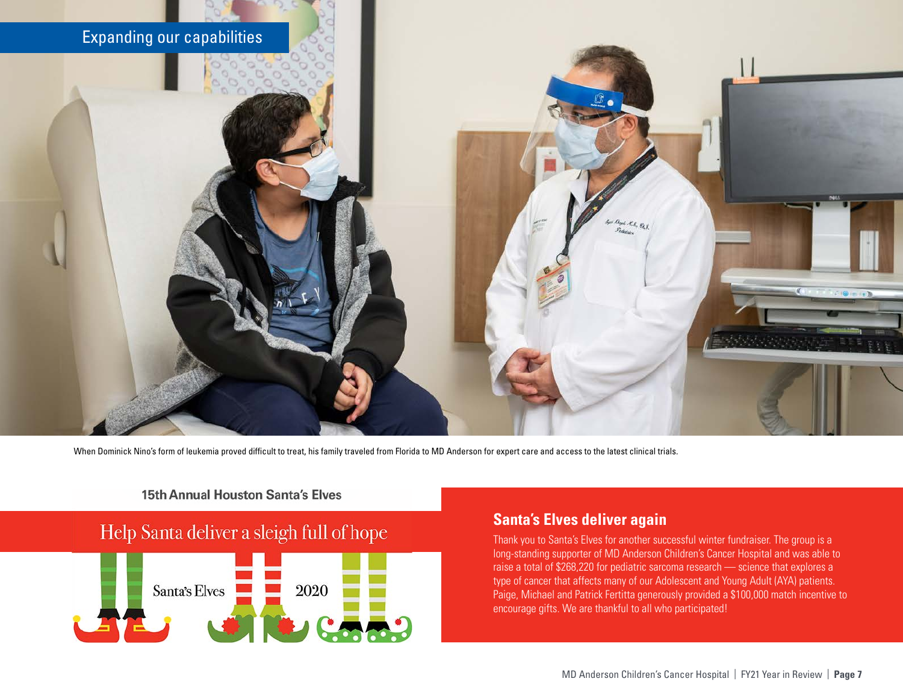## Expanding our capabilities

When Dominick Nino's form of leukemia proved difficult to treat, his family traveled from Florida to MD Anderson for expert care and access to the latest clinical trials.

15th Annual Houston Santa's Elves

Help Santa deliver a sleigh full of hope

Santa's Elves 2020

## Santa's Elves deliver again

Thank you to Santa's Elves for another successful winter fundraiser. The group is a long-standing supporter of MD Anderson Children's Cancer Hospital and was able to raise a total of $268,220 for pediatric sarcoma research — science that explores a type of cancer that affects many of our Adolescent and Young Adult (AYA) patients. Paige, Michael and Patrick Fertitta generously provided a $100,000 match incentive to encourage gifts. We are thankful to all who participated!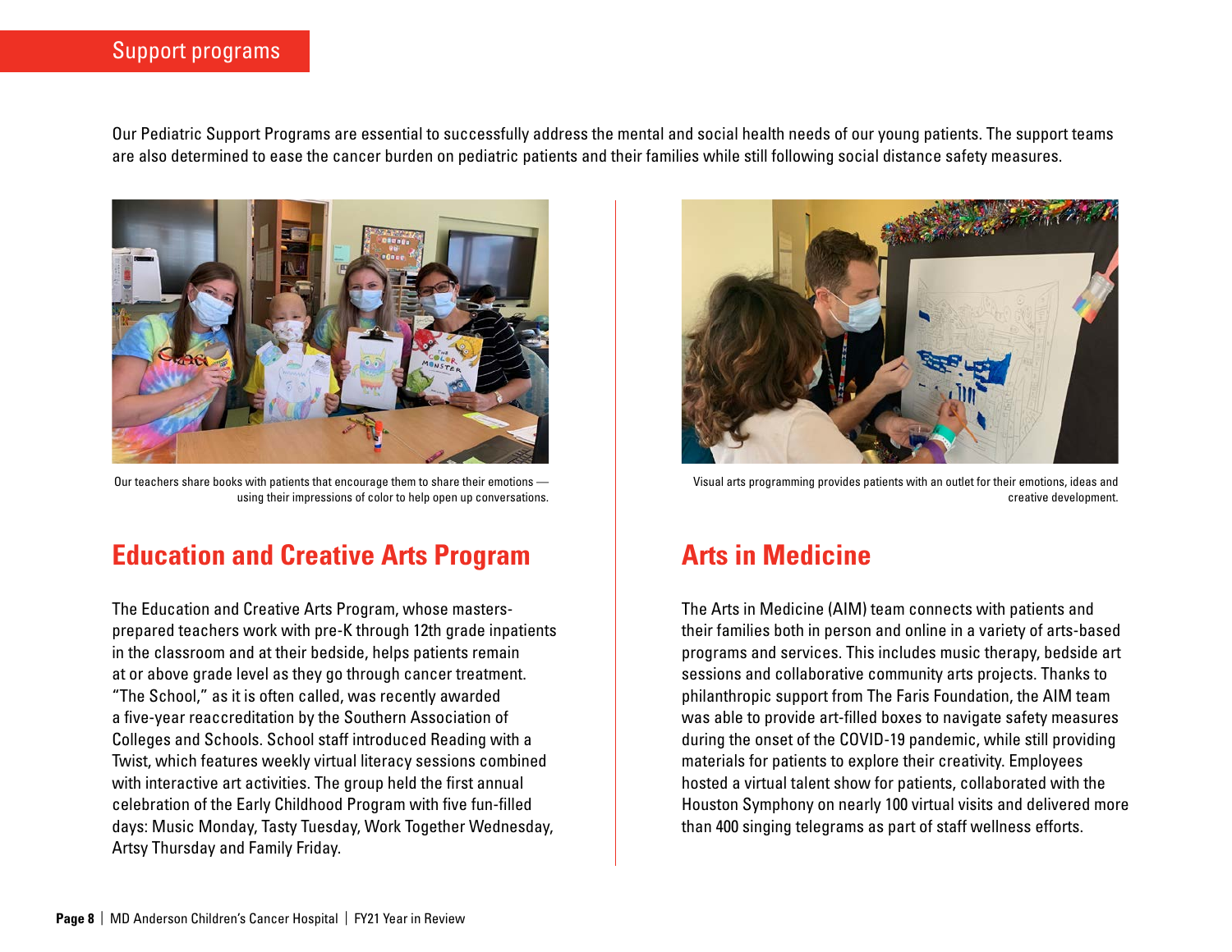# Support programs

Our Pediatric Support Programs are essential to successfully address the mental and social health needs of our young patients. The support teams are also determined to ease the cancer burden on pediatric patients and their families while still following social distance safety measures.

Our teachers share books with patients that encourage them to share their emotions — using their impressions of color to help open up conversations.

## Education and Creative Arts Program

The Education and Creative Arts Program, whose masters-prepared teachers work with pre-K through 12th grade inpatients in the classroom and at their bedside, helps patients remain at or above grade level as they go through cancer treatment. "The School," as it is often called, was recently awarded a five-year reaccreditation by the Southern Association of Colleges and Schools. School staff introduced Reading with a Twist, which features weekly virtual literacy sessions combined with interactive art activities. The group held the first annual celebration of the Early Childhood Program with five fun-filled days: Music Monday, Tasty Tuesday, Work Together Wednesday, Artsy Thursday and Family Friday.

Visual arts programming provides patients with an outlet for their emotions, ideas and creative development.

## Arts in Medicine

The Arts in Medicine (AIM) team connects with patients and their families both in person and online in a variety of arts-based programs and services. This includes music therapy, bedside art sessions and collaborative community arts projects. Thanks to philanthropic support from The Faris Foundation, the AIM team was able to provide art-filled boxes to navigate safety measures during the onset of the COVID-19 pandemic, while still providing materials for patients to explore their creativity. Employees hosted a virtual talent show for patients, collaborated with the Houston Symphony on nearly 100 virtual visits and delivered more than 400 singing telegrams as part of staff wellness efforts.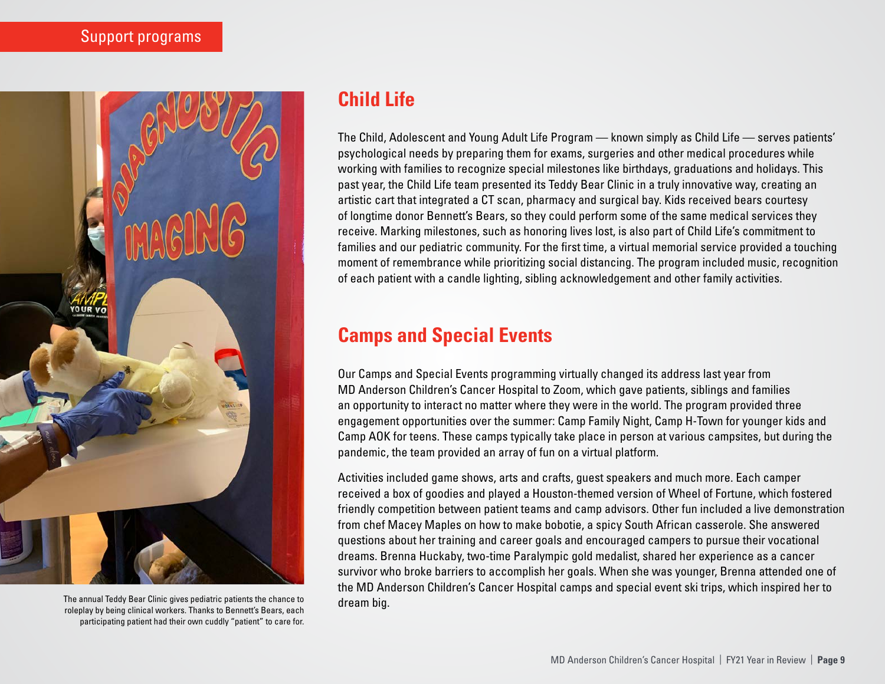Support programs

## Child Life

The Child, Adolescent and Young Adult Life Program — known simply as Child Life — serves patients' psychological needs by preparing them for exams, surgeries and other medical procedures while working with families to recognize special milestones like birthdays, graduations and holidays. This past year, the Child Life team presented its Teddy Bear Clinic in a truly innovative way, creating an artistic cart that integrated a CT scan, pharmacy and surgical bay. Kids received bears courtesy of longtime donor Bennett's Bears, so they could perform some of the same medical services they receive. Marking milestones, such as honoring lives lost, is also part of Child Life's commitment to families and our pediatric community. For the first time, a virtual memorial service provided a touching moment of remembrance while prioritizing social distancing. The program included music, recognition of each patient with a candle lighting, sibling acknowledgement and other family activities.

The annual Teddy Bear Clinic gives pediatric patients the chance to roleplay by being clinical workers. Thanks to Bennett's Bears, each participating patient had their own cuddly "patient" to care for.

## Camps and Special Events

Our Camps and Special Events programming virtually changed its address last year from MD Anderson Children's Cancer Hospital to Zoom, which gave patients, siblings and families an opportunity to interact no matter where they were in the world. The program provided three engagement opportunities over the summer: Camp Family Night, Camp H-Town for younger kids and Camp AOK for teens. These camps typically take place in person at various campsites, but during the pandemic, the team provided an array of fun on a virtual platform.

Activities included game shows, arts and crafts, guest speakers and much more. Each camper received a box of goodies and played a Houston-themed version of Wheel of Fortune, which fostered friendly competition between patient teams and camp advisors. Other fun included a live demonstration from chef Macey Maples on how to make bobotie, a spicy South African casserole. She answered questions about her training and career goals and encouraged campers to pursue their vocational dreams. Brenna Huckaby, two-time Paralympic gold medalist, shared her experience as a cancer survivor who broke barriers to accomplish her goals. When she was younger, Brenna attended one of the MD Anderson Children's Cancer Hospital camps and special event ski trips, which inspired her to dream big.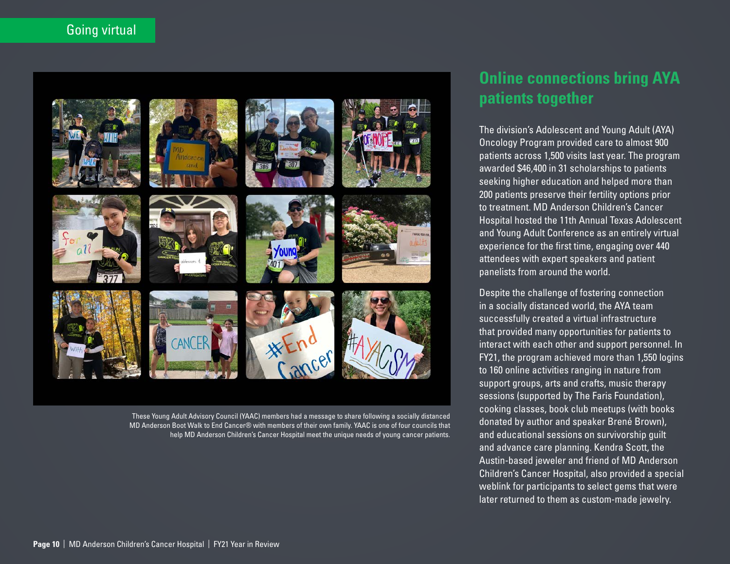Going virtual

These Young Adult Advisory Council (YAAC) members had a message to share following a socially distanced MD Anderson Boot Walk to End Cancer® with members of their own family. YAAC is one of four councils that help MD Anderson Children's Cancer Hospital meet the unique needs of young cancer patients.

## Online connections bring AYA patients together

The division's Adolescent and Young Adult (AYA) Oncology Program provided care to almost 900 patients across 1,500 visits last year. The program awarded $46,400 in 31 scholarships to patients seeking higher education and helped more than 200 patients preserve their fertility options prior to treatment. MD Anderson Children's Cancer Hospital hosted the 11th Annual Texas Adolescent and Young Adult Conference as an entirely virtual experience for the first time, engaging over 440 attendees with expert speakers and patient panelists from around the world.

Despite the challenge of fostering connection in a socially distanced world, the AYA team successfully created a virtual infrastructure that provided many opportunities for patients to interact with each other and support personnel. In FY21, the program achieved more than 1,550 logins to 160 online activities ranging in nature from support groups, arts and crafts, music therapy sessions (supported by The Faris Foundation), cooking classes, book club meetups (with books donated by author and speaker Brené Brown), and educational sessions on survivorship guilt and advance care planning. Kendra Scott, the Austin-based jeweler and friend of MD Anderson Children's Cancer Hospital, also provided a special weblink for participants to select gems that were later returned to them as custom-made jewelry.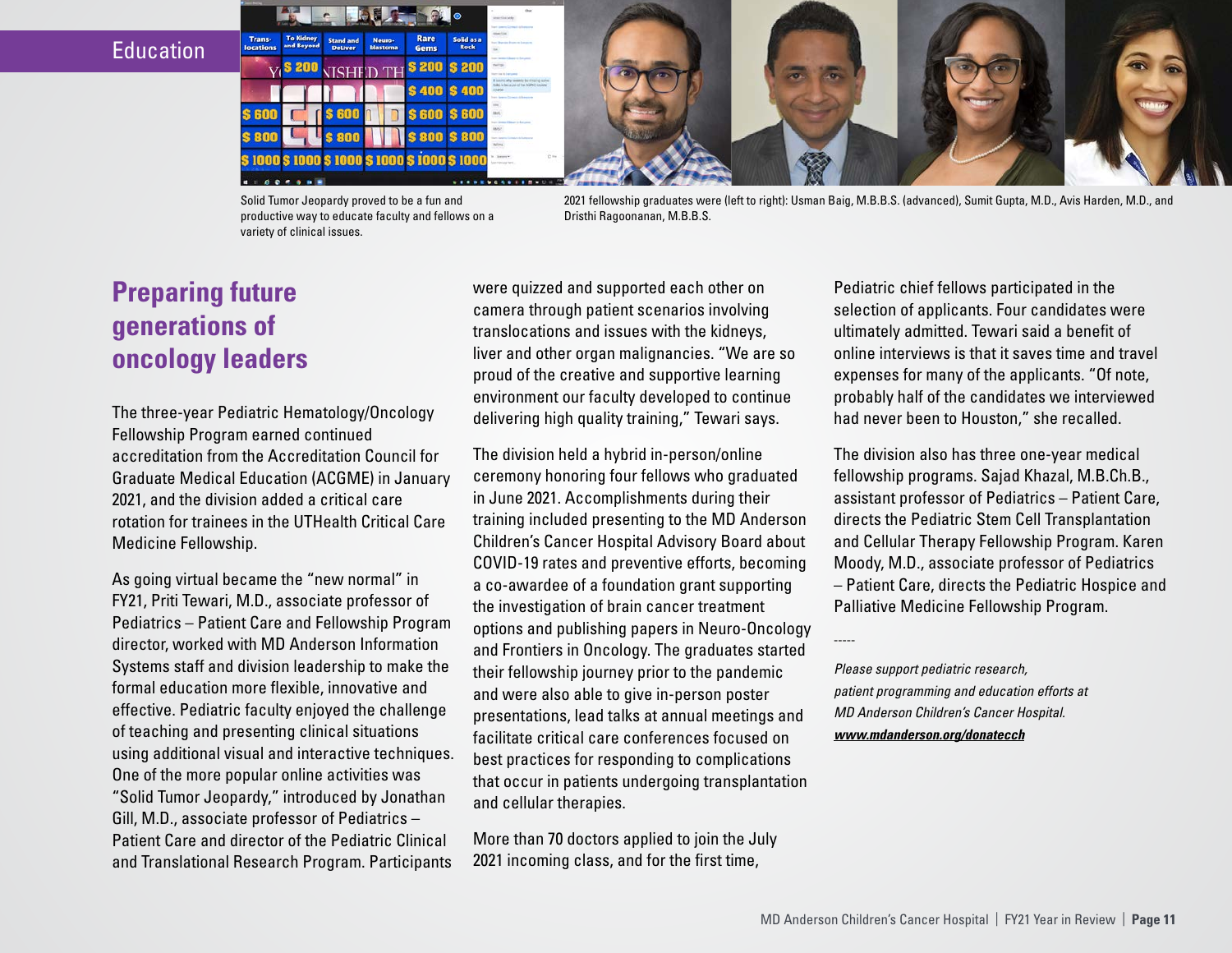Education

Solid Tumor Jeopardy proved to be a fun and productive way to educate faculty and fellows on a variety of clinical issues.

2021 fellowship graduates were (left to right): Usman Baig, M.B.B.S. (advanced), Sumit Gupta, M.D., Avis Harden, M.D., and Dristhi Ragoonanan, M.B.B.S.

## Preparing future generations of oncology leaders

The three-year Pediatric Hematology/Oncology Fellowship Program earned continued accreditation from the Accreditation Council for Graduate Medical Education (ACGME) in January 2021, and the division added a critical care rotation for trainees in the UTHealth Critical Care Medicine Fellowship.

As going virtual became the "new normal" in FY21, Priti Tewari, M.D., associate professor of Pediatrics – Patient Care and Fellowship Program director, worked with MD Anderson Information Systems staff and division leadership to make the formal education more flexible, innovative and effective. Pediatric faculty enjoyed the challenge of teaching and presenting clinical situations using additional visual and interactive techniques. One of the more popular online activities was "Solid Tumor Jeopardy," introduced by Jonathan Gill, M.D., associate professor of Pediatrics – Patient Care and director of the Pediatric Clinical and Translational Research Program. Participants were quizzed and supported each other on camera through patient scenarios involving translocations and issues with the kidneys, liver and other organ malignancies. "We are so proud of the creative and supportive learning environment our faculty developed to continue delivering high quality training," Tewari says.

The division held a hybrid in-person/online ceremony honoring four fellows who graduated in June 2021. Accomplishments during their training included presenting to the MD Anderson Children's Cancer Hospital Advisory Board about COVID-19 rates and preventive efforts, becoming a co-awardee of a foundation grant supporting the investigation of brain cancer treatment options and publishing papers in Neuro-Oncology and Frontiers in Oncology. The graduates started their fellowship journey prior to the pandemic and were also able to give in-person poster presentations, lead talks at annual meetings and facilitate critical care conferences focused on best practices for responding to complications that occur in patients undergoing transplantation and cellular therapies.

More than 70 doctors applied to join the July 2021 incoming class, and for the first time, Pediatric chief fellows participated in the selection of applicants. Four candidates were ultimately admitted. Tewari said a benefit of online interviews is that it saves time and travel expenses for many of the applicants. "Of note, probably half of the candidates we interviewed had never been to Houston," she recalled.

The division also has three one-year medical fellowship programs. Sajad Khazal, M.B.Ch.B., assistant professor of Pediatrics – Patient Care, directs the Pediatric Stem Cell Transplantation and Cellular Therapy Fellowship Program. Karen Moody, M.D., associate professor of Pediatrics – Patient Care, directs the Pediatric Hospice and Palliative Medicine Fellowship Program.

-----

*Please support pediatric research, patient programming and education efforts at MD Anderson Children's Cancer Hospital.*
***www.mdanderson.org/donatecch***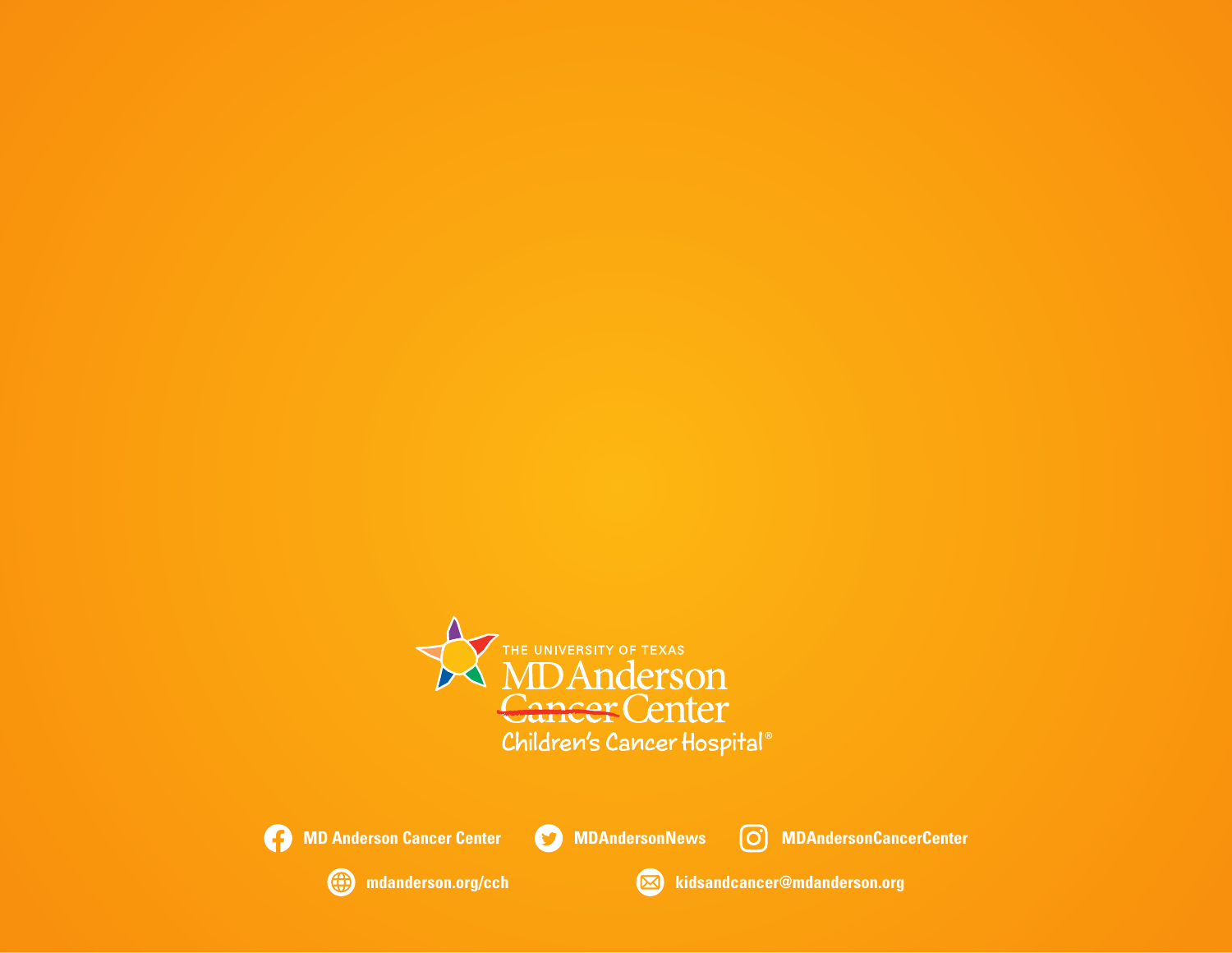THE UNIVERSITY OF TEXAS

MD Anderson

~~Cancer~~ Center

Children's Cancer Hospital®

MD Anderson Cancer Center   MDAndersonNews   MDAndersonCancerCenter

mdanderson.org/cch   kidsandcancer@mdanderson.org